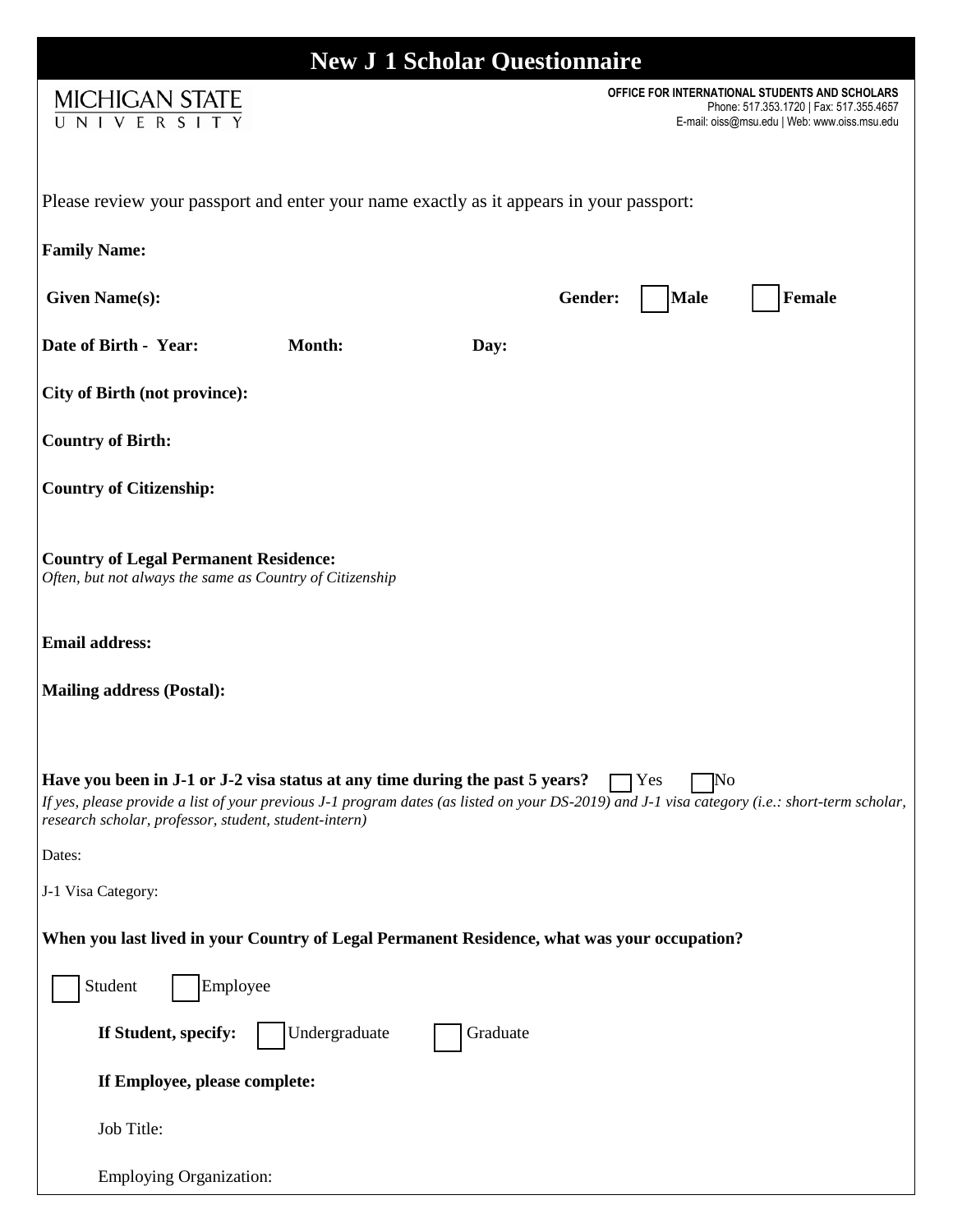# New J 1 Scholar Questionnaire

MICHIGAN STATE UNIVERSITY

**OFFICE FOR INTERNATIONAL STUDENTS AND SCHOLARS**
Phone: 517.353.1720 | Fax: 517.355.4657
E-mail: oiss@msu.edu | Web: www.oiss.msu.edu

Please review your passport and enter your name exactly as it appears in your passport:

**Family Name:**

**Given Name(s):** **Gender:** ☐ **Male** ☐ **Female**

**Date of Birth - Year:** **Month:** **Day:**

**City of Birth (not province):**

**Country of Birth:**

**Country of Citizenship:**

**Country of Legal Permanent Residence:**
*Often, but not always the same as Country of Citizenship*

**Email address:**

**Mailing address (Postal):**

**Have you been in J-1 or J-2 visa status at any time during the past 5 years?** ☐ Yes ☐ No
*If yes, please provide a list of your previous J-1 program dates (as listed on your DS-2019) and J-1 visa category (i.e.: short-term scholar, research scholar, professor, student, student-intern)*

Dates:

J-1 Visa Category:

**When you last lived in your Country of Legal Permanent Residence, what was your occupation?**

☐ Student ☐ Employee

**If Student, specify:** ☐ Undergraduate ☐ Graduate

**If Employee, please complete:**

Job Title:

Employing Organization: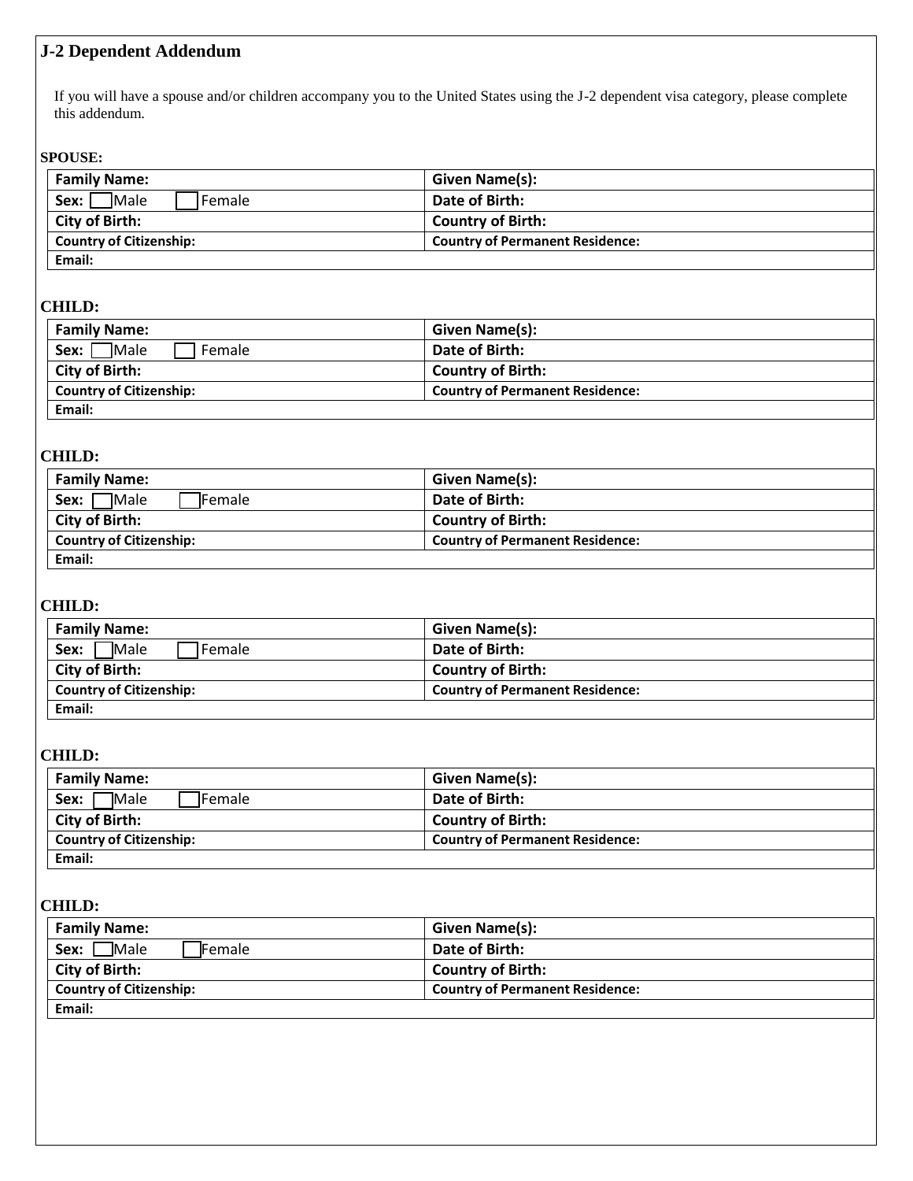## J-2 Dependent Addendum

If you will have a spouse and/or children accompany you to the United States using the J-2 dependent visa category, please complete this addendum.

**SPOUSE:**

| | |
|---|---|
| **Family Name:** | **Given Name(s):** |
| **Sex:** ☐ Male ☐ Female | **Date of Birth:** |
| **City of Birth:** | **Country of Birth:** |
| **Country of Citizenship:** | **Country of Permanent Residence:** |
| **Email:** | |

**CHILD:**

| | |
|---|---|
| **Family Name:** | **Given Name(s):** |
| **Sex:** ☐ Male ☐ Female | **Date of Birth:** |
| **City of Birth:** | **Country of Birth:** |
| **Country of Citizenship:** | **Country of Permanent Residence:** |
| **Email:** | |

**CHILD:**

| | |
|---|---|
| **Family Name:** | **Given Name(s):** |
| **Sex:** ☐ Male ☐ Female | **Date of Birth:** |
| **City of Birth:** | **Country of Birth:** |
| **Country of Citizenship:** | **Country of Permanent Residence:** |
| **Email:** | |

**CHILD:**

| | |
|---|---|
| **Family Name:** | **Given Name(s):** |
| **Sex:** ☐ Male ☐ Female | **Date of Birth:** |
| **City of Birth:** | **Country of Birth:** |
| **Country of Citizenship:** | **Country of Permanent Residence:** |
| **Email:** | |

**CHILD:**

| | |
|---|---|
| **Family Name:** | **Given Name(s):** |
| **Sex:** ☐ Male ☐ Female | **Date of Birth:** |
| **City of Birth:** | **Country of Birth:** |
| **Country of Citizenship:** | **Country of Permanent Residence:** |
| **Email:** | |

**CHILD:**

| | |
|---|---|
| **Family Name:** | **Given Name(s):** |
| **Sex:** ☐ Male ☐ Female | **Date of Birth:** |
| **City of Birth:** | **Country of Birth:** |
| **Country of Citizenship:** | **Country of Permanent Residence:** |
| **Email:** | |